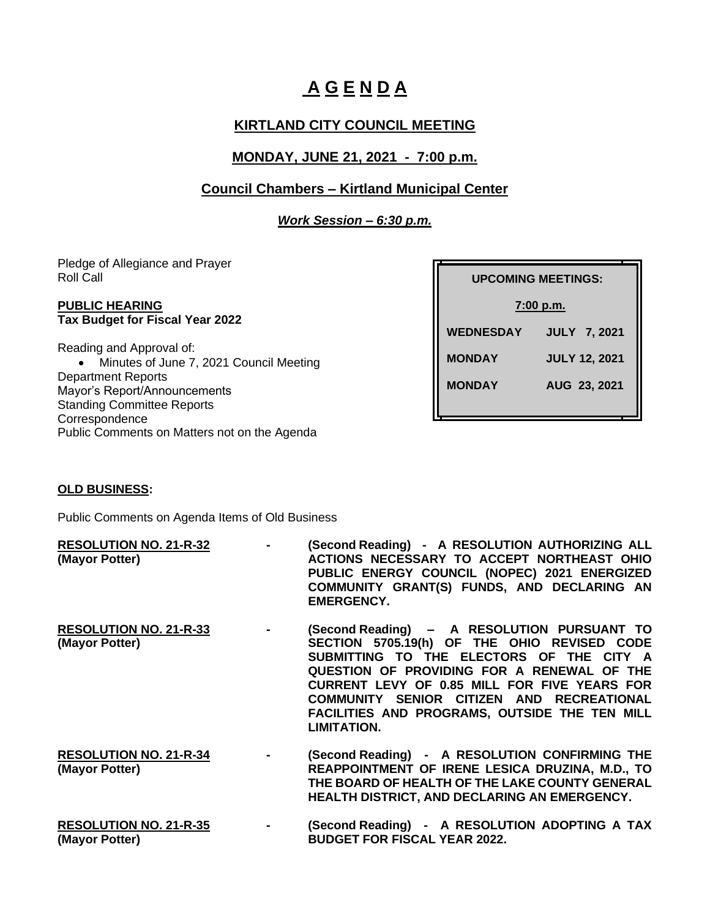# A G E N D A

## KIRTLAND CITY COUNCIL MEETING

## MONDAY, JUNE 21, 2021 - 7:00 p.m.

## Council Chambers – Kirtland Municipal Center

***Work Session – 6:30 p.m.***

| UPCOMING MEETINGS: | |
|---|---|
| 7:00 p.m. | |
| WEDNESDAY | JULY 7, 2021 |
| MONDAY | JULY 12, 2021 |
| MONDAY | AUG 23, 2021 |

Pledge of Allegiance and Prayer
Roll Call

**PUBLIC HEARING**
**Tax Budget for Fiscal Year 2022**

Reading and Approval of:

- Minutes of June 7, 2021 Council Meeting

Department Reports
Mayor's Report/Announcements
Standing Committee Reports
Correspondence
Public Comments on Matters not on the Agenda

**OLD BUSINESS:**

Public Comments on Agenda Items of Old Business

**RESOLUTION NO. 21-R-32** **(Mayor Potter)** - **(Second Reading) - A RESOLUTION AUTHORIZING ALL ACTIONS NECESSARY TO ACCEPT NORTHEAST OHIO PUBLIC ENERGY COUNCIL (NOPEC) 2021 ENERGIZED COMMUNITY GRANT(S) FUNDS, AND DECLARING AN EMERGENCY.**

**RESOLUTION NO. 21-R-33** **(Mayor Potter)** - **(Second Reading) – A RESOLUTION PURSUANT TO SECTION 5705.19(h) OF THE OHIO REVISED CODE SUBMITTING TO THE ELECTORS OF THE CITY A QUESTION OF PROVIDING FOR A RENEWAL OF THE CURRENT LEVY OF 0.85 MILL FOR FIVE YEARS FOR COMMUNITY SENIOR CITIZEN AND RECREATIONAL FACILITIES AND PROGRAMS, OUTSIDE THE TEN MILL LIMITATION.**

**RESOLUTION NO. 21-R-34** **(Mayor Potter)** - **(Second Reading) - A RESOLUTION CONFIRMING THE REAPPOINTMENT OF IRENE LESICA DRUZINA, M.D., TO THE BOARD OF HEALTH OF THE LAKE COUNTY GENERAL HEALTH DISTRICT, AND DECLARING AN EMERGENCY.**

**RESOLUTION NO. 21-R-35** **(Mayor Potter)** - **(Second Reading) - A RESOLUTION ADOPTING A TAX BUDGET FOR FISCAL YEAR 2022.**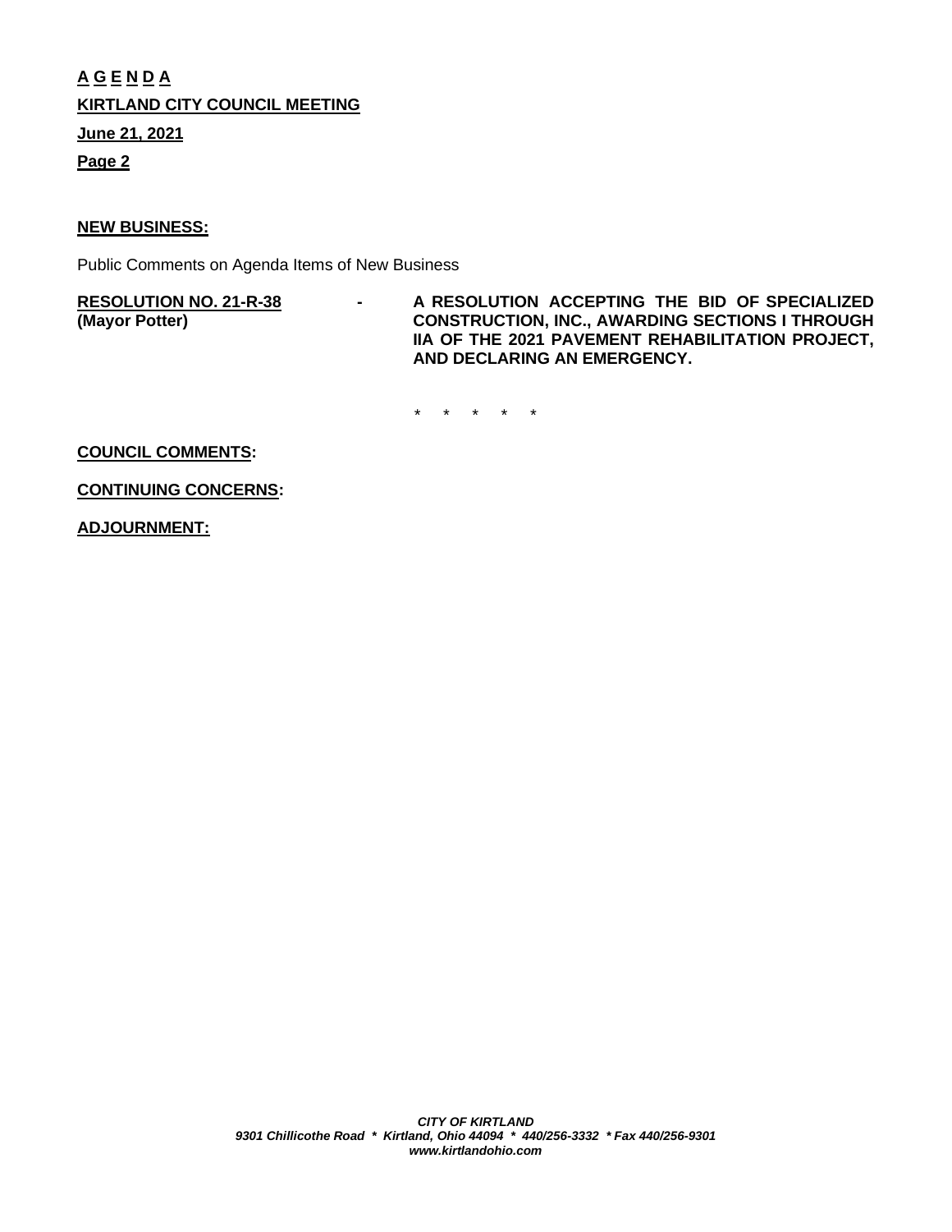**NEW BUSINESS:**

Public Comments on Agenda Items of New Business

**RESOLUTION NO. 21-R-38** (Mayor Potter) - **A RESOLUTION ACCEPTING THE BID OF SPECIALIZED CONSTRUCTION, INC., AWARDING SECTIONS I THROUGH IIA OF THE 2021 PAVEMENT REHABILITATION PROJECT, AND DECLARING AN EMERGENCY.**

\* \* \* \* \*

**COUNCIL COMMENTS:**

**CONTINUING CONCERNS:**

**ADJOURNMENT:**

***CITY OF KIRTLAND***
***9301 Chillicothe Road * Kirtland, Ohio 44094 * 440/256-3332 * Fax 440/256-9301***
***www.kirtlandohio.com***